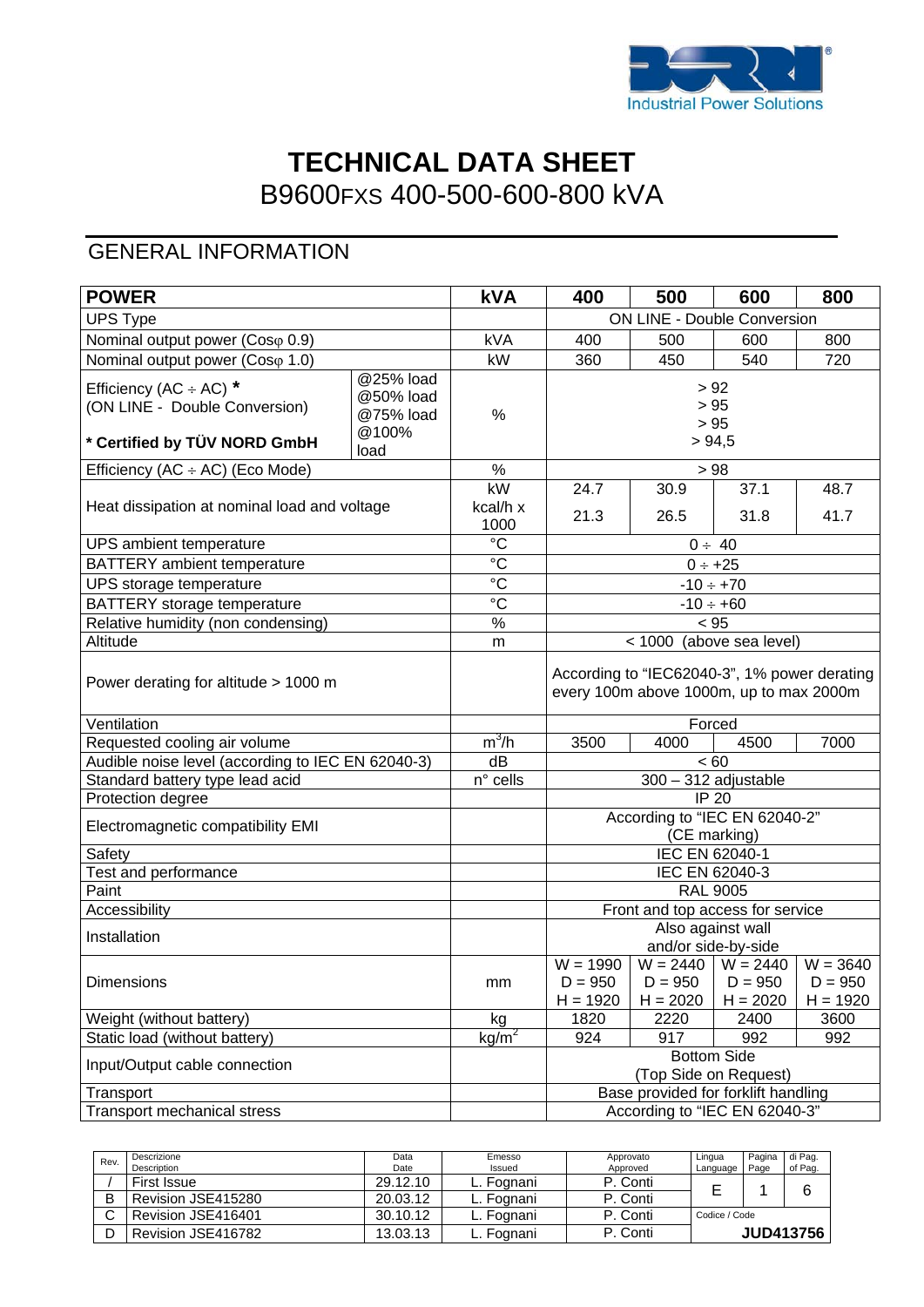# TECHNICAL DATA SHEET

## B9600FXS 400-500-600-800 kVA

## GENERAL INFORMATION

| POWER | | kVA | 400 | 500 | 600 | 800 |
|---|---|---|---|---|---|---|
| UPS Type | | | ON LINE - Double Conversion | | | |
| Nominal output power (Cosφ 0.9) | | kVA | 400 | 500 | 600 | 800 |
| Nominal output power (Cosφ 1.0) | | kW | 360 | 450 | 540 | 720 |
| Efficiency (AC ÷ AC) * (ON LINE - Double Conversion) **\* Certified by TÜV NORD GmbH** | @25% load | % | > 92 | | | |
| | @50% load | % | > 95 | | | |
| | @75% load | % | > 95 | | | |
| | @100% load | % | > 94,5 | | | |
| Efficiency (AC ÷ AC) (Eco Mode) | | % | > 98 | | | |
| Heat dissipation at nominal load and voltage | | kW | 24.7 | 30.9 | 37.1 | 48.7 |
| | | kcal/h x 1000 | 21.3 | 26.5 | 31.8 | 41.7 |
| UPS ambient temperature | | °C | 0 ÷ 40 | | | |
| BATTERY ambient temperature | | °C | 0 ÷ +25 | | | |
| UPS storage temperature | | °C | -10 ÷ +70 | | | |
| BATTERY storage temperature | | °C | -10 ÷ +60 | | | |
| Relative humidity (non condensing) | | % | < 95 | | | |
| Altitude | | m | < 1000 (above sea level) | | | |
| Power derating for altitude > 1000 m | | | According to "IEC62040-3", 1% power derating every 100m above 1000m, up to max 2000m | | | |
| Ventilation | | | Forced | | | |
| Requested cooling air volume | | $m^3/h$ | 3500 | 4000 | 4500 | 7000 |
| Audible noise level (according to IEC EN 62040-3) | | dB | < 60 | | | |
| Standard battery type lead acid | | n° cells | 300 – 312 adjustable | | | |
| Protection degree | | | IP 20 | | | |
| Electromagnetic compatibility EMI | | | According to "IEC EN 62040-2" (CE marking) | | | |
| Safety | | | IEC EN 62040-1 | | | |
| Test and performance | | | IEC EN 62040-3 | | | |
| Paint | | | RAL 9005 | | | |
| Accessibility | | | Front and top access for service | | | |
| Installation | | | Also against wall and/or side-by-side | | | |
| Dimensions | | mm | W = 1990 D = 950 H = 1920 | W = 2440 D = 950 H = 2020 | W = 2440 D = 950 H = 2020 | W = 3640 D = 950 H = 1920 |
| Weight (without battery) | | kg | 1820 | 2220 | 2400 | 3600 |
| Static load (without battery) | | $kg/m^2$ | 924 | 917 | 992 | 992 |
| Input/Output cable connection | | | Bottom Side (Top Side on Request) | | | |
| Transport | | | Base provided for forklift handling | | | |
| Transport mechanical stress | | | According to "IEC EN 62040-3" | | | |

| Rev. | Descrizione Description | Data Date | Emesso Issued | Approvato Approved | Lingua Language | Pagina Page | di Pag. of Pag. |
|---|---|---|---|---|---|---|---|
| / | First Issue | 29.12.10 | L. Fognani | P. Conti | E | 1 | 6 |
| B | Revision JSE415280 | 20.03.12 | L. Fognani | P. Conti | | | |
| C | Revision JSE416401 | 30.10.12 | L. Fognani | P. Conti | Codice / Code | | |
| D | Revision JSE416782 | 13.03.13 | L. Fognani | P. Conti | JUD413756 | | |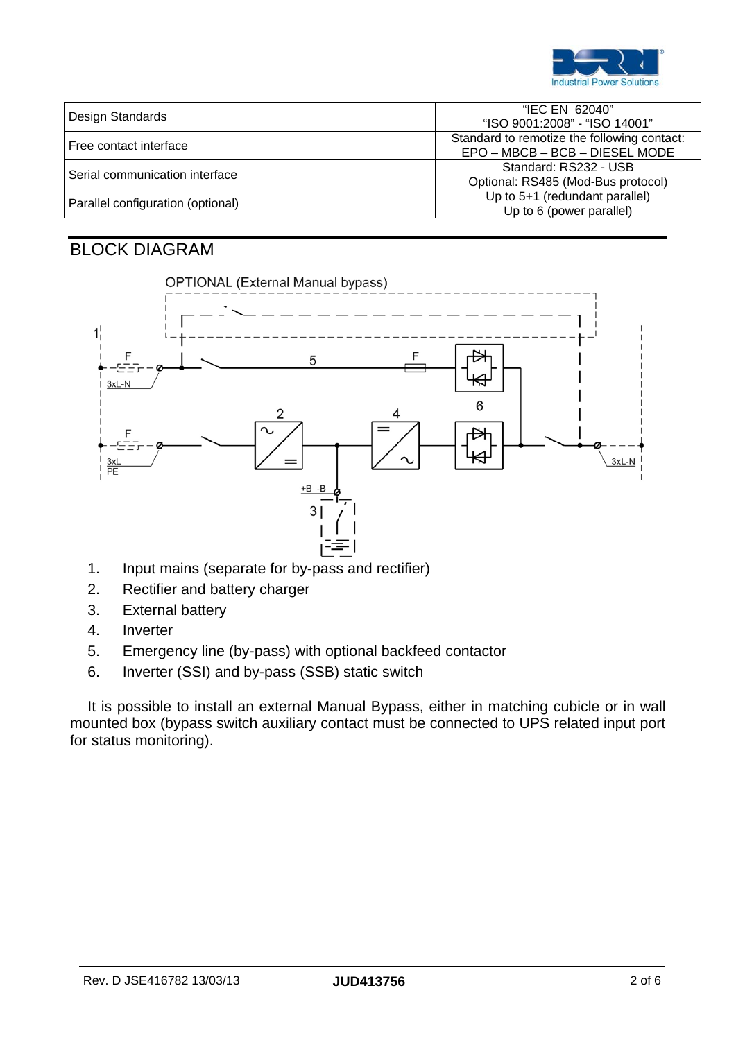| Design Standards | | "IEC EN 62040"<br>"ISO 9001:2008" - "ISO 14001" |
|---|---|---|
| Free contact interface | | Standard to remotize the following contact:<br>EPO – MBCB – BCB – DIESEL MODE |
| Serial communication interface | | Standard: RS232 - USB<br>Optional: RS485 (Mod-Bus protocol) |
| Parallel configuration (optional) | | Up to 5+1 (redundant parallel)<br>Up to 6 (power parallel) |

## BLOCK DIAGRAM

OPTIONAL (External Manual bypass)

1. Input mains (separate for by-pass and rectifier)
2. Rectifier and battery charger
3. External battery
4. Inverter
5. Emergency line (by-pass) with optional backfeed contactor
6. Inverter (SSI) and by-pass (SSB) static switch

It is possible to install an external Manual Bypass, either in matching cubicle or in wall mounted box (bypass switch auxiliary contact must be connected to UPS related input port for status monitoring).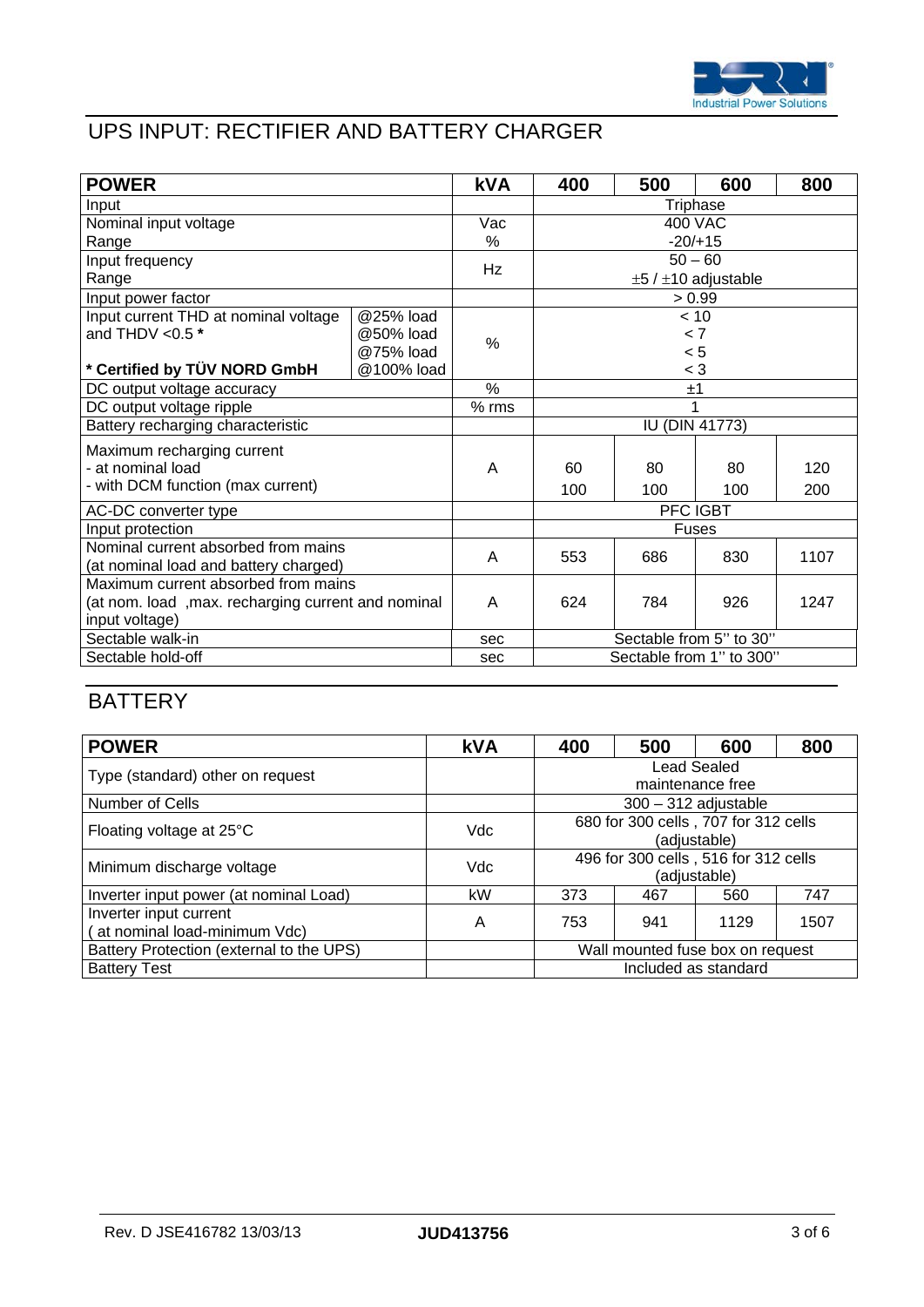## UPS INPUT: RECTIFIER AND BATTERY CHARGER

| POWER | | kVA | 400 | 500 | 600 | 800 |
|---|---|---|---|---|---|---|
| Input | | | Triphase | | | |
| Nominal input voltage<br>Range | | Vac<br>% | 400 VAC<br>-20/+15 | | | |
| Input frequency<br>Range | | Hz | 50 – 60<br>±5 / ±10 adjustable | | | |
| Input power factor | | | > 0.99 | | | |
| Input current THD at nominal voltage and THDV <0.5 *<br><br>**\* Certified by TÜV NORD GmbH** | @25% load<br>@50% load<br>@75% load<br>@100% load | % | < 10<br>< 7<br>< 5<br>< 3 | | | |
| DC output voltage accuracy | | % | ±1 | | | |
| DC output voltage ripple | | % rms | 1 | | | |
| Battery recharging characteristic | | | IU (DIN 41773) | | | |
| Maximum recharging current<br>- at nominal load<br>- with DCM function (max current) | | A | 60<br>100 | 80<br>100 | 80<br>100 | 120<br>200 |
| AC-DC converter type | | | PFC IGBT | | | |
| Input protection | | | Fuses | | | |
| Nominal current absorbed from mains (at nominal load and battery charged) | | A | 553 | 686 | 830 | 1107 |
| Maximum current absorbed from mains (at nom. load ,max. recharging current and nominal input voltage) | | A | 624 | 784 | 926 | 1247 |
| Sectable walk-in | | sec | Sectable from 5'' to 30'' | | | |
| Sectable hold-off | | sec | Sectable from 1'' to 300'' | | | |

## BATTERY

| POWER | kVA | 400 | 500 | 600 | 800 |
|---|---|---|---|---|---|
| Type (standard) other on request | | Lead Sealed maintenance free | | | |
| Number of Cells | | 300 – 312 adjustable | | | |
| Floating voltage at 25°C | Vdc | 680 for 300 cells , 707 for 312 cells (adjustable) | | | |
| Minimum discharge voltage | Vdc | 496 for 300 cells , 516 for 312 cells (adjustable) | | | |
| Inverter input power (at nominal Load) | kW | 373 | 467 | 560 | 747 |
| Inverter input current ( at nominal load-minimum Vdc) | A | 753 | 941 | 1129 | 1507 |
| Battery Protection (external to the UPS) | | Wall mounted fuse box on request | | | |
| Battery Test | | Included as standard | | | |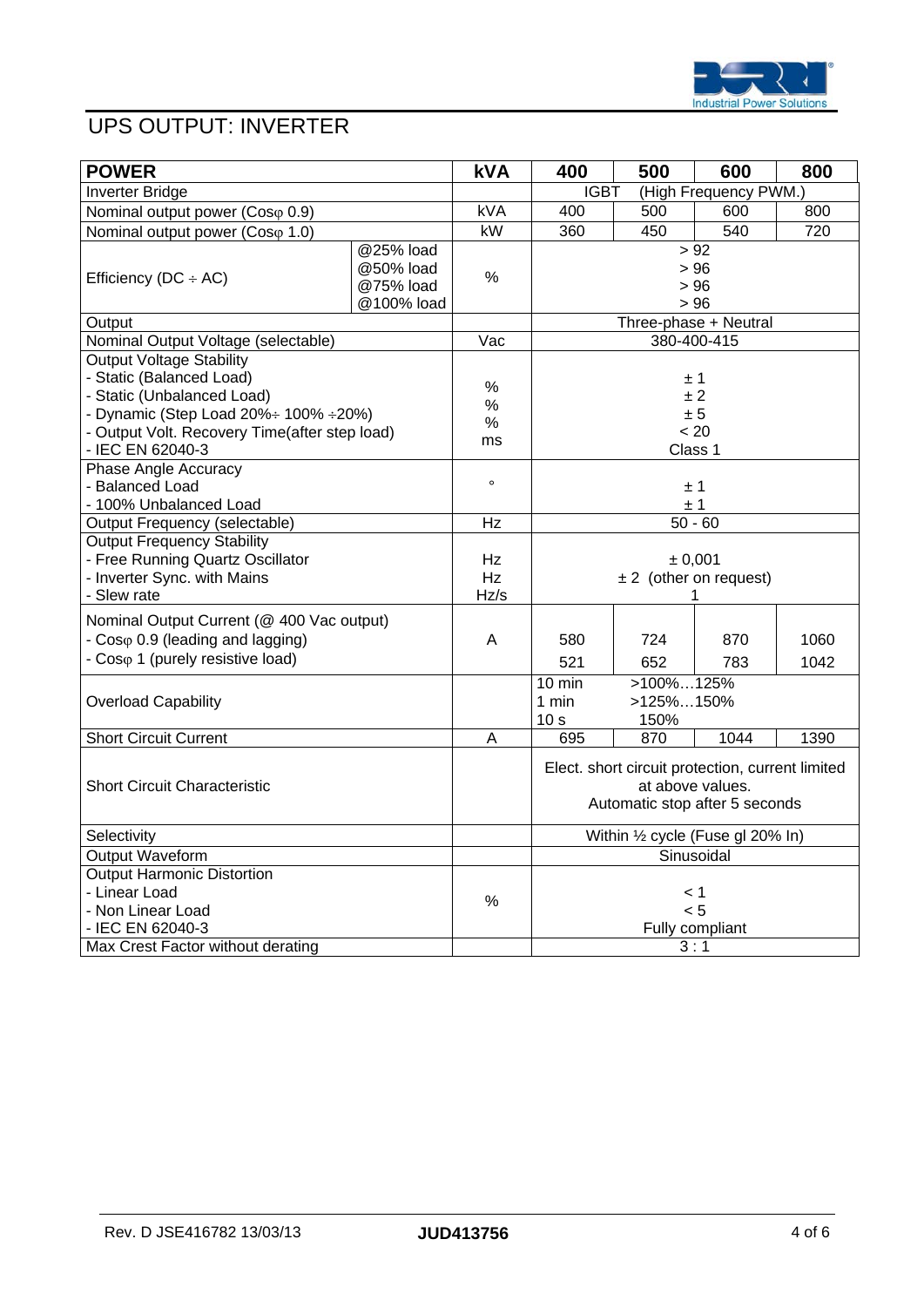# UPS OUTPUT: INVERTER

| POWER | | kVA | 400 | 500 | 600 | 800 |
|---|---|---|---|---|---|---|
| Inverter Bridge | | | IGBT (High Frequency PWM.) | | | |
| Nominal output power (Cosφ 0.9) | | kVA | 400 | 500 | 600 | 800 |
| Nominal output power (Cosφ 1.0) | | kW | 360 | 450 | 540 | 720 |
| Efficiency (DC ÷ AC) | @25% load<br>@50% load<br>@75% load<br>@100% load | % | > 92<br>> 96<br>> 96<br>> 96 | | | |
| Output | | | Three-phase + Neutral | | | |
| Nominal Output Voltage (selectable) | | Vac | 380-400-415 | | | |
| Output Voltage Stability<br>- Static (Balanced Load)<br>- Static (Unbalanced Load)<br>- Dynamic (Step Load 20%÷ 100% ÷20%)<br>- Output Volt. Recovery Time(after step load)<br>- IEC EN 62040-3 | | %<br>%<br>%<br>ms | ± 1<br>± 2<br>± 5<br>< 20<br>Class 1 | | | |
| Phase Angle Accuracy<br>- Balanced Load<br>- 100% Unbalanced Load | | ° | ± 1<br>± 1 | | | |
| Output Frequency (selectable) | | Hz | 50 - 60 | | | |
| Output Frequency Stability<br>- Free Running Quartz Oscillator<br>- Inverter Sync. with Mains<br>- Slew rate | | Hz<br>Hz<br>Hz/s | ± 0,001<br>± 2 (other on request)<br>1 | | | |
| Nominal Output Current (@ 400 Vac output)<br>- Cosφ 0.9 (leading and lagging)<br>- Cosφ 1 (purely resistive load) | | A | 580<br>521 | 724<br>652 | 870<br>783 | 1060<br>1042 |
| Overload Capability | | | 10 min >100%…125%<br>1 min >125%…150%<br>10 s 150% | | | |
| Short Circuit Current | | A | 695 | 870 | 1044 | 1390 |
| Short Circuit Characteristic | | | Elect. short circuit protection, current limited at above values.<br>Automatic stop after 5 seconds | | | |
| Selectivity | | | Within ½ cycle (Fuse gl 20% In) | | | |
| Output Waveform | | | Sinusoidal | | | |
| Output Harmonic Distortion<br>- Linear Load<br>- Non Linear Load<br>- IEC EN 62040-3 | | % | < 1<br>< 5<br>Fully compliant | | | |
| Max Crest Factor without derating | | | 3 : 1 | | | |

Rev. D JSE416782 13/03/13 **JUD413756**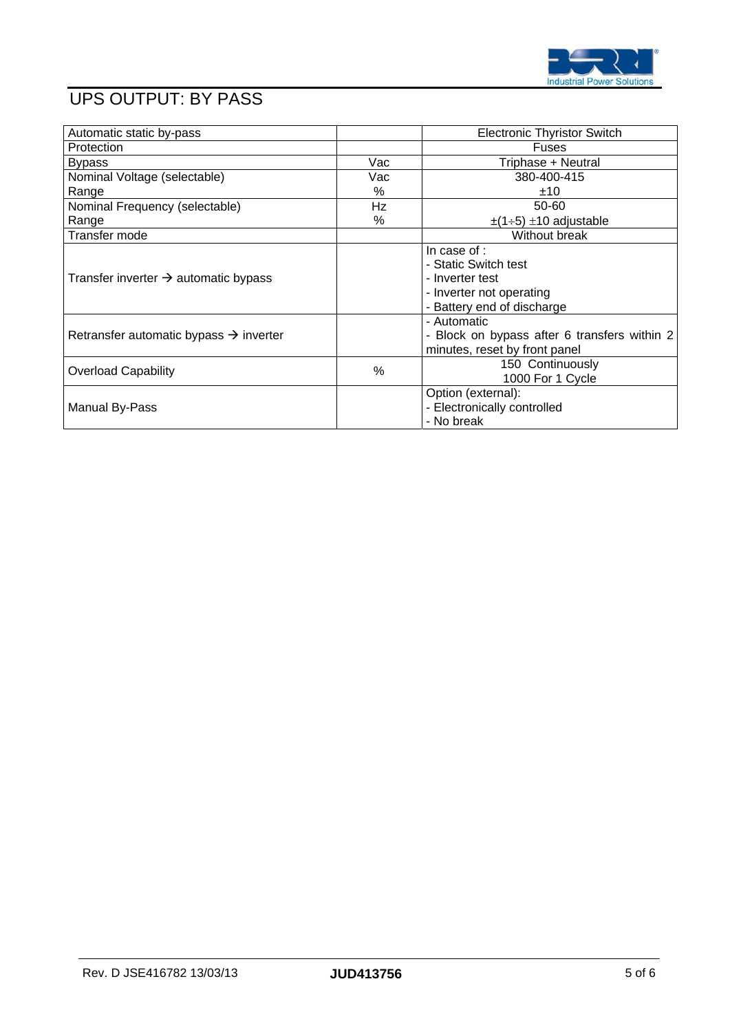# UPS OUTPUT: BY PASS

| | | |
|---|---|---|
| Automatic static by-pass | | Electronic Thyristor Switch |
| Protection | | Fuses |
| Bypass | Vac | Triphase + Neutral |
| Nominal Voltage (selectable)<br>Range | Vac<br>% | 380-400-415<br>±10 |
| Nominal Frequency (selectable)<br>Range | Hz<br>% | 50-60<br>±(1÷5) ±10 adjustable |
| Transfer mode | | Without break |
| Transfer inverter → automatic bypass | | In case of :<br>- Static Switch test<br>- Inverter test<br>- Inverter not operating<br>- Battery end of discharge |
| Retransfer automatic bypass → inverter | | - Automatic<br>- Block on bypass after 6 transfers within 2 minutes, reset by front panel |
| Overload Capability | % | 150 Continuously<br>1000 For 1 Cycle |
| Manual By-Pass | | Option (external):<br>- Electronically controlled<br>- No break |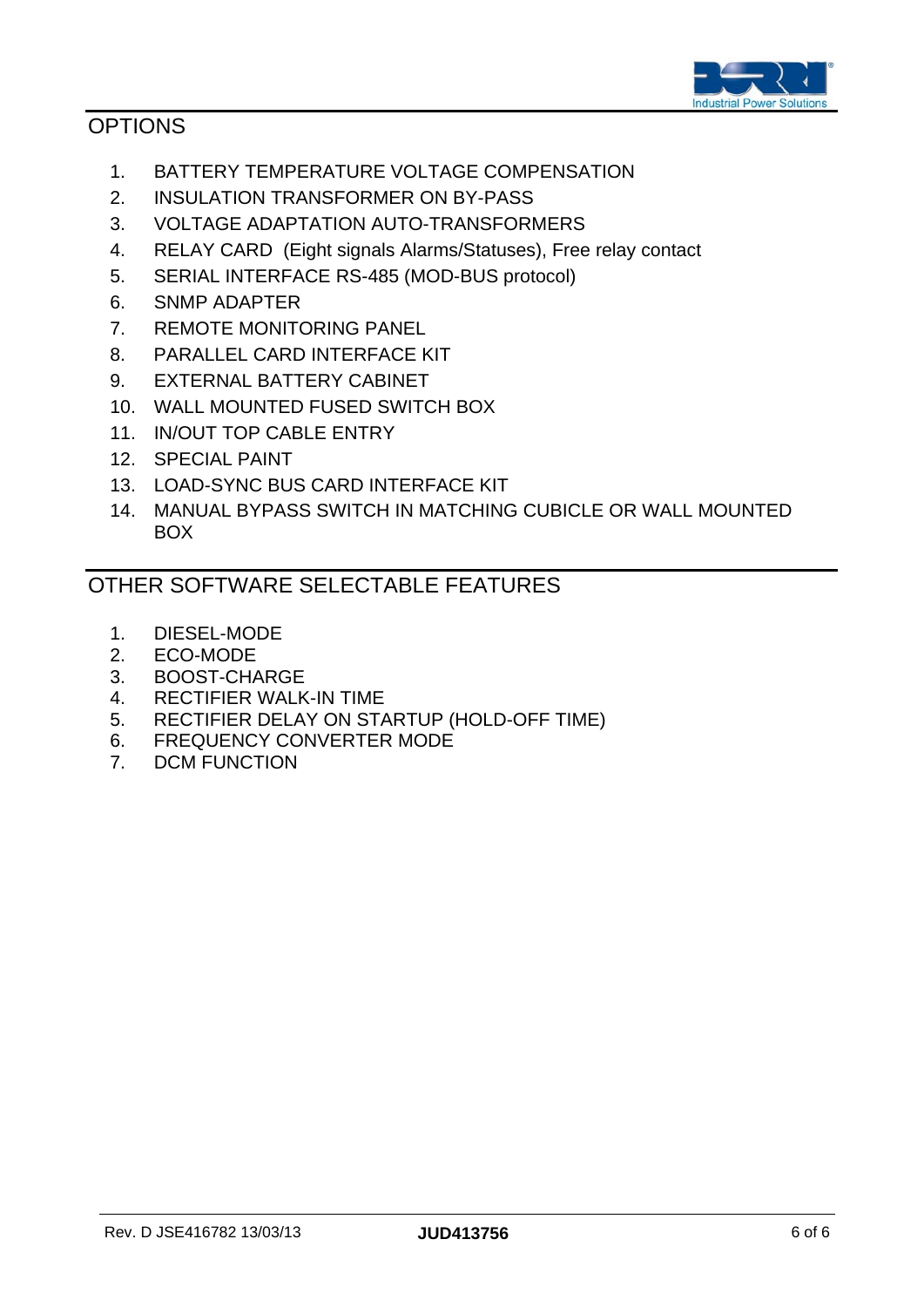## OPTIONS

1. BATTERY TEMPERATURE VOLTAGE COMPENSATION
2. INSULATION TRANSFORMER ON BY-PASS
3. VOLTAGE ADAPTATION AUTO-TRANSFORMERS
4. RELAY CARD (Eight signals Alarms/Statuses), Free relay contact
5. SERIAL INTERFACE RS-485 (MOD-BUS protocol)
6. SNMP ADAPTER
7. REMOTE MONITORING PANEL
8. PARALLEL CARD INTERFACE KIT
9. EXTERNAL BATTERY CABINET
10. WALL MOUNTED FUSED SWITCH BOX
11. IN/OUT TOP CABLE ENTRY
12. SPECIAL PAINT
13. LOAD-SYNC BUS CARD INTERFACE KIT
14. MANUAL BYPASS SWITCH IN MATCHING CUBICLE OR WALL MOUNTED BOX

## OTHER SOFTWARE SELECTABLE FEATURES

1. DIESEL-MODE
2. ECO-MODE
3. BOOST-CHARGE
4. RECTIFIER WALK-IN TIME
5. RECTIFIER DELAY ON STARTUP (HOLD-OFF TIME)
6. FREQUENCY CONVERTER MODE
7. DCM FUNCTION